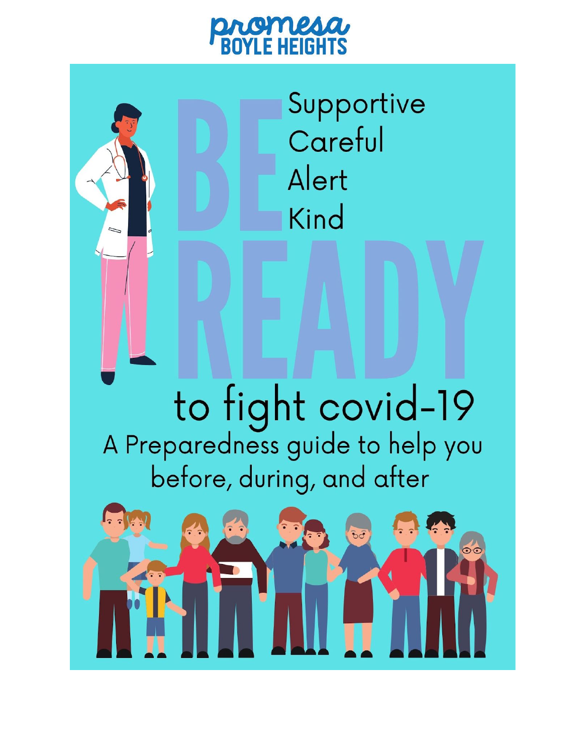promesa
BOYLE HEIGHTS

# BE READY

Supportive
Careful
Alert
Kind

## to fight covid-19

A Preparedness guide to help you before, during, and after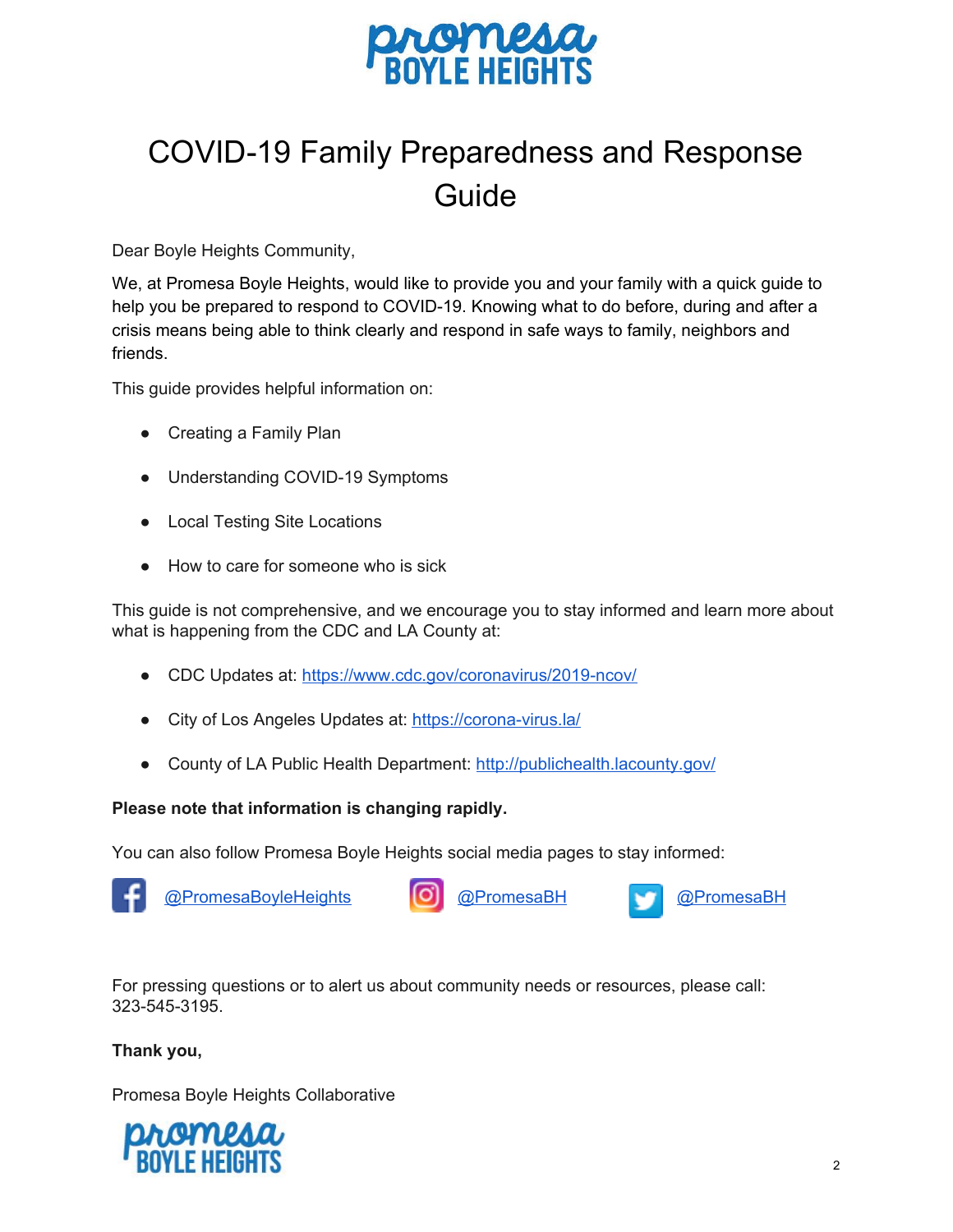# COVID-19 Family Preparedness and Response Guide

Dear Boyle Heights Community,

We, at Promesa Boyle Heights, would like to provide you and your family with a quick guide to help you be prepared to respond to COVID-19. Knowing what to do before, during and after a crisis means being able to think clearly and respond in safe ways to family, neighbors and friends.

This guide provides helpful information on:

- Creating a Family Plan
- Understanding COVID-19 Symptoms
- Local Testing Site Locations
- How to care for someone who is sick

This guide is not comprehensive, and we encourage you to stay informed and learn more about what is happening from the CDC and LA County at:

- CDC Updates at: https://www.cdc.gov/coronavirus/2019-ncov/
- City of Los Angeles Updates at: https://corona-virus.la/
- County of LA Public Health Department: http://publichealth.lacounty.gov/

**Please note that information is changing rapidly.**

You can also follow Promesa Boyle Heights social media pages to stay informed:

Facebook: @PromesaBoyleHeights    Instagram: @PromesaBH    Twitter: @PromesaBH

For pressing questions or to alert us about community needs or resources, please call: 323-545-3195.

**Thank you,**

Promesa Boyle Heights Collaborative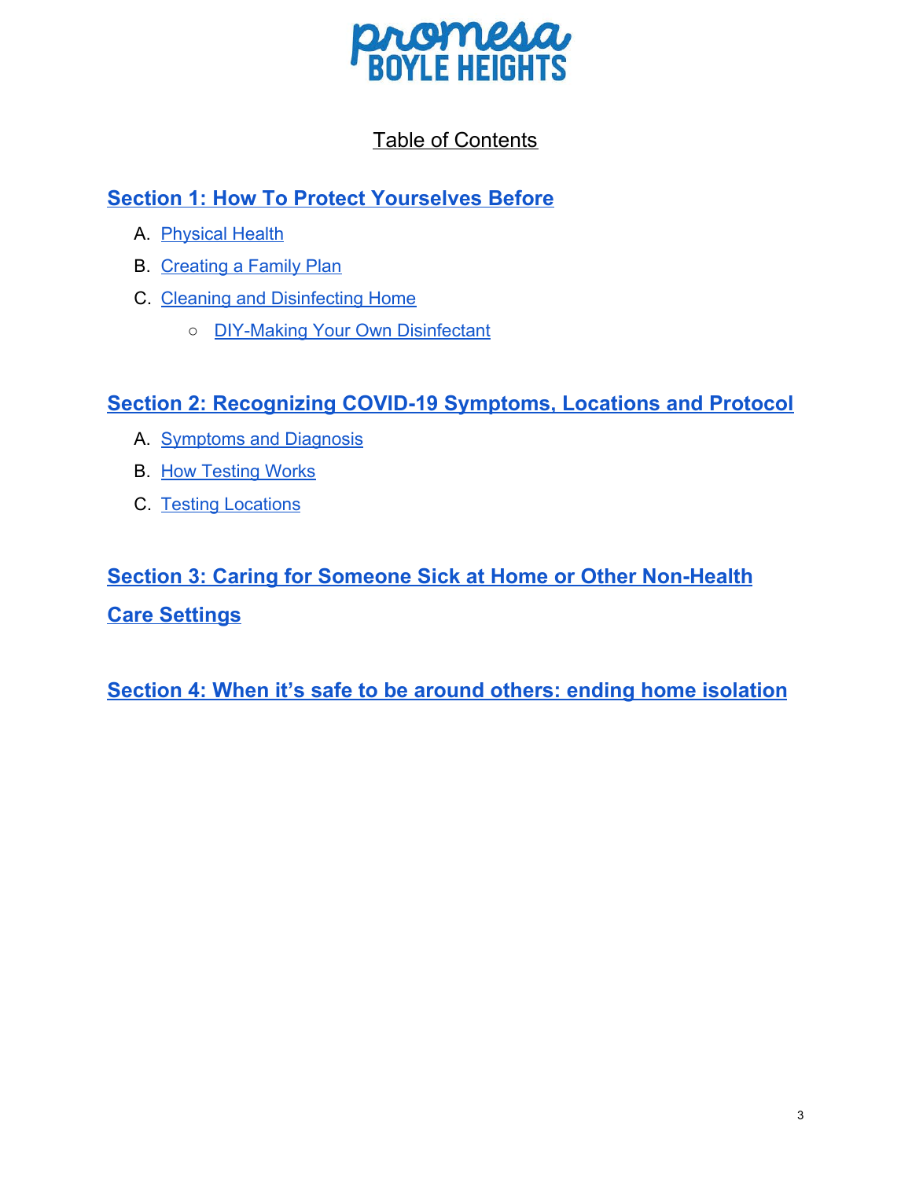# Table of Contents

## Section 1: How To Protect Yourselves Before

A. Physical Health

B. Creating a Family Plan

C. Cleaning and Disinfecting Home

- DIY-Making Your Own Disinfectant

## Section 2: Recognizing COVID-19 Symptoms, Locations and Protocol

A. Symptoms and Diagnosis

B. How Testing Works

C. Testing Locations

## Section 3: Caring for Someone Sick at Home or Other Non-Health Care Settings

## Section 4: When it's safe to be around others: ending home isolation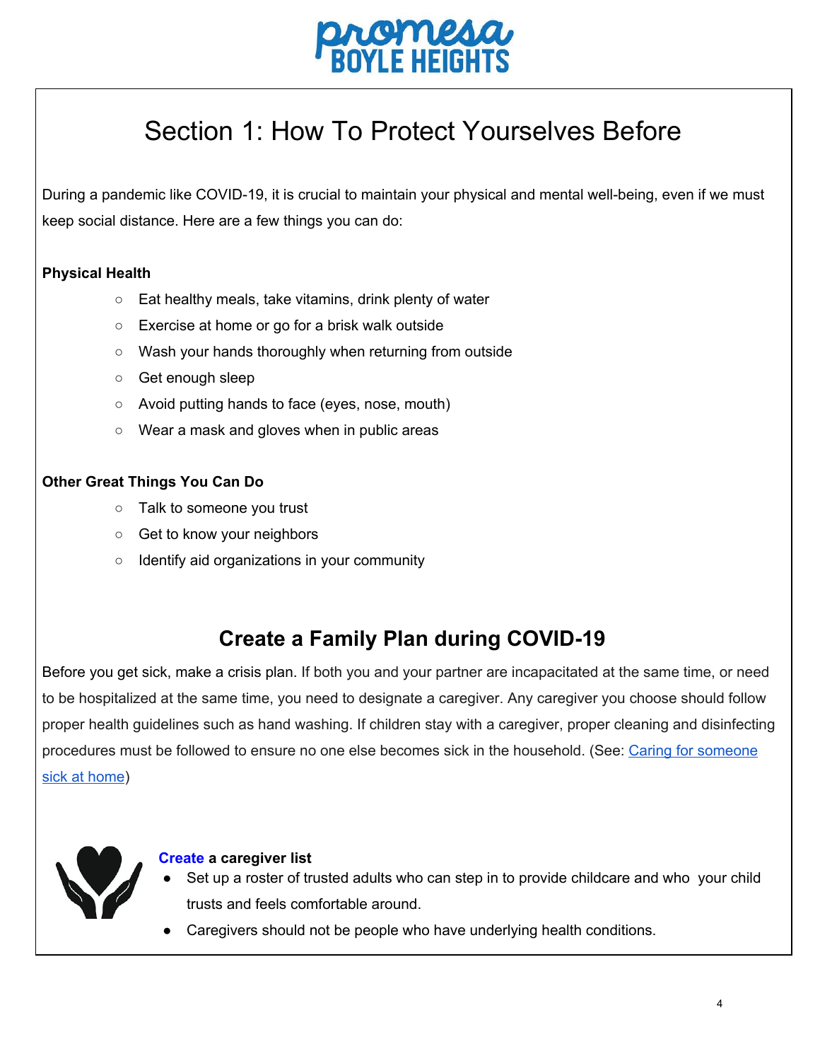# Section 1: How To Protect Yourselves Before

During a pandemic like COVID-19, it is crucial to maintain your physical and mental well-being, even if we must keep social distance. Here are a few things you can do:

**Physical Health**

- Eat healthy meals, take vitamins, drink plenty of water
- Exercise at home or go for a brisk walk outside
- Wash your hands thoroughly when returning from outside
- Get enough sleep
- Avoid putting hands to face (eyes, nose, mouth)
- Wear a mask and gloves when in public areas

**Other Great Things You Can Do**

- Talk to someone you trust
- Get to know your neighbors
- Identify aid organizations in your community

## Create a Family Plan during COVID-19

Before you get sick, make a crisis plan. If both you and your partner are incapacitated at the same time, or need to be hospitalized at the same time, you need to designate a caregiver. Any caregiver you choose should follow proper health guidelines such as hand washing. If children stay with a caregiver, proper cleaning and disinfecting procedures must be followed to ensure no one else becomes sick in the household. (See: Caring for someone sick at home)

**Create a caregiver list**

- Set up a roster of trusted adults who can step in to provide childcare and who your child trusts and feels comfortable around.
- Caregivers should not be people who have underlying health conditions.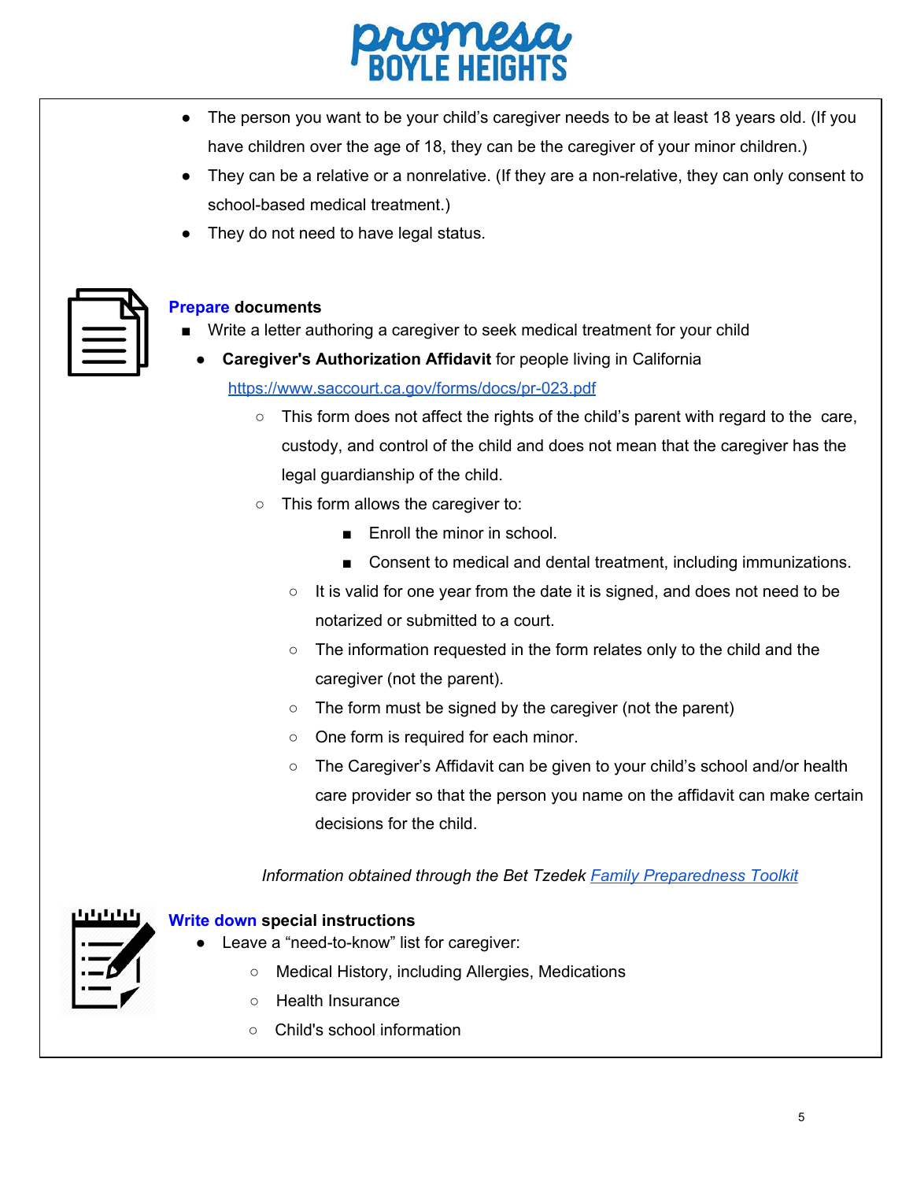- The person you want to be your child's caregiver needs to be at least 18 years old. (If you have children over the age of 18, they can be the caregiver of your minor children.)
- They can be a relative or a nonrelative. (If they are a non-relative, they can only consent to school-based medical treatment.)
- They do not need to have legal status.

**Prepare documents**

- Write a letter authoring a caregiver to seek medical treatment for your child
  - **Caregiver's Authorization Affidavit** for people living in California [https://www.saccourt.ca.gov/forms/docs/pr-023.pdf](https://www.saccourt.ca.gov/forms/docs/pr-023.pdf)
    - This form does not affect the rights of the child's parent with regard to the care, custody, and control of the child and does not mean that the caregiver has the legal guardianship of the child.
    - This form allows the caregiver to:
      - Enroll the minor in school.
      - Consent to medical and dental treatment, including immunizations.
    - It is valid for one year from the date it is signed, and does not need to be notarized or submitted to a court.
    - The information requested in the form relates only to the child and the caregiver (not the parent).
    - The form must be signed by the caregiver (not the parent)
    - One form is required for each minor.
    - The Caregiver's Affidavit can be given to your child's school and/or health care provider so that the person you name on the affidavit can make certain decisions for the child.

*Information obtained through the Bet Tzedek Family Preparedness Toolkit*

**Write down special instructions**

- Leave a "need-to-know" list for caregiver:
  - Medical History, including Allergies, Medications
  - Health Insurance
  - Child's school information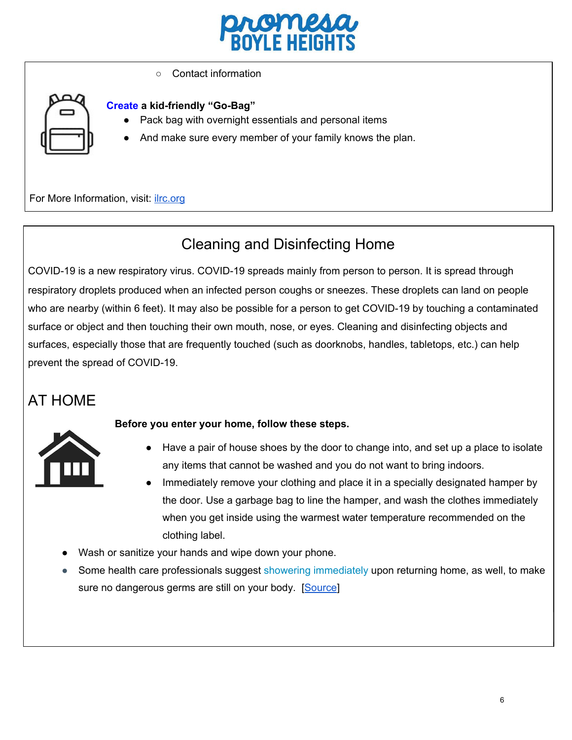- Contact information

**Create a kid-friendly "Go-Bag"**

- Pack bag with overnight essentials and personal items
- And make sure every member of your family knows the plan.

For More Information, visit: [ilrc.org](ilrc.org)

## Cleaning and Disinfecting Home

COVID-19 is a new respiratory virus. COVID-19 spreads mainly from person to person. It is spread through respiratory droplets produced when an infected person coughs or sneezes. These droplets can land on people who are nearby (within 6 feet). It may also be possible for a person to get COVID-19 by touching a contaminated surface or object and then touching their own mouth, nose, or eyes. Cleaning and disinfecting objects and surfaces, especially those that are frequently touched (such as doorknobs, handles, tabletops, etc.) can help prevent the spread of COVID-19.

### AT HOME

**Before you enter your home, follow these steps.**

- Have a pair of house shoes by the door to change into, and set up a place to isolate any items that cannot be washed and you do not want to bring indoors.
- Immediately remove your clothing and place it in a specially designated hamper by the door. Use a garbage bag to line the hamper, and wash the clothes immediately when you get inside using the warmest water temperature recommended on the clothing label.
- Wash or sanitize your hands and wipe down your phone.
- Some health care professionals suggest showering immediately upon returning home, as well, to make sure no dangerous germs are still on your body. [Source]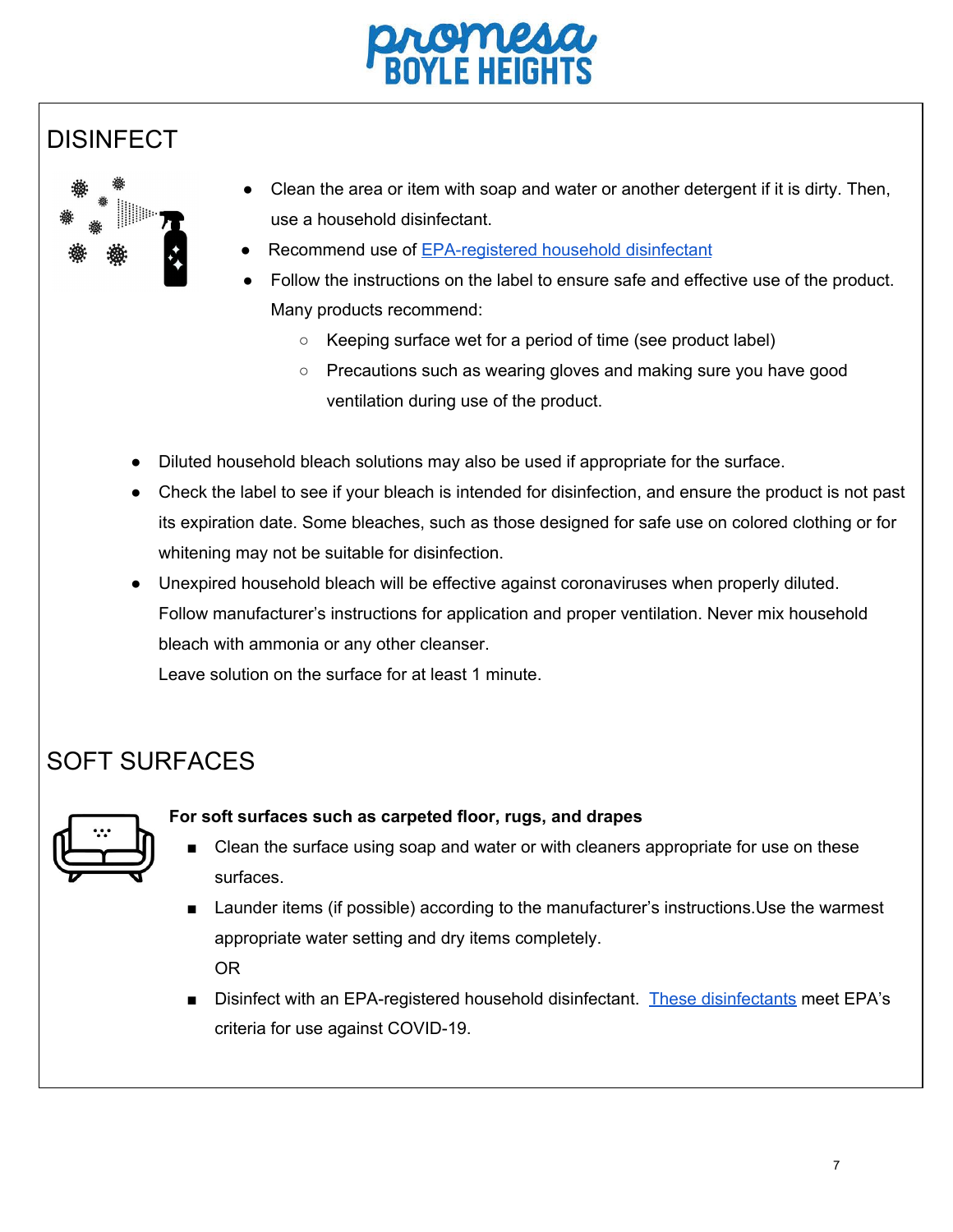## DISINFECT

- Clean the area or item with soap and water or another detergent if it is dirty. Then, use a household disinfectant.
- Recommend use of EPA-registered household disinfectant
- Follow the instructions on the label to ensure safe and effective use of the product. Many products recommend:
    - Keeping surface wet for a period of time (see product label)
    - Precautions such as wearing gloves and making sure you have good ventilation during use of the product.

- Diluted household bleach solutions may also be used if appropriate for the surface.
- Check the label to see if your bleach is intended for disinfection, and ensure the product is not past its expiration date. Some bleaches, such as those designed for safe use on colored clothing or for whitening may not be suitable for disinfection.
- Unexpired household bleach will be effective against coronaviruses when properly diluted. Follow manufacturer's instructions for application and proper ventilation. Never mix household bleach with ammonia or any other cleanser.
  Leave solution on the surface for at least 1 minute.

## SOFT SURFACES

**For soft surfaces such as carpeted floor, rugs, and drapes**

- Clean the surface using soap and water or with cleaners appropriate for use on these surfaces.
- Launder items (if possible) according to the manufacturer's instructions.Use the warmest appropriate water setting and dry items completely.
  OR
- Disinfect with an EPA-registered household disinfectant. These disinfectants meet EPA's criteria for use against COVID-19.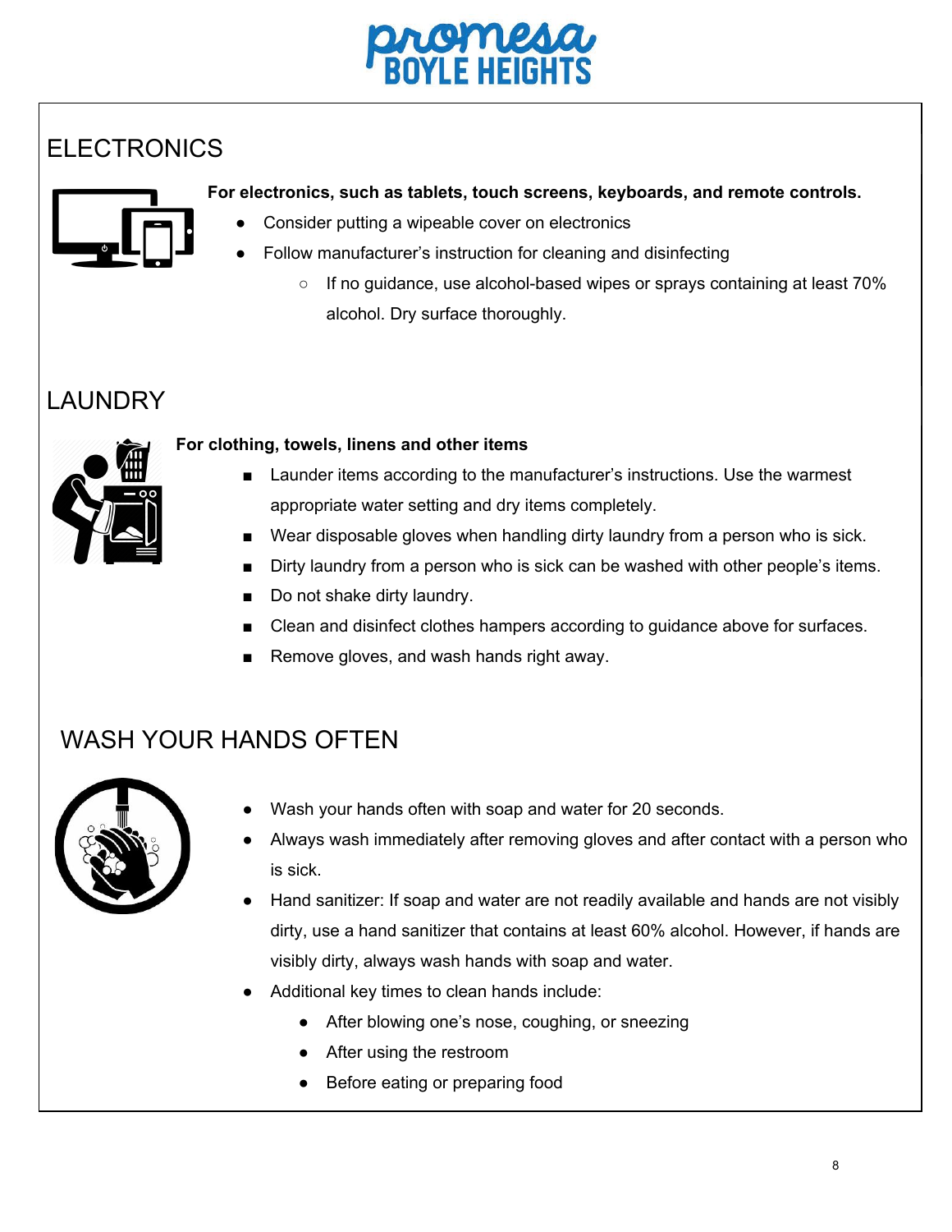## ELECTRONICS

**For electronics, such as tablets, touch screens, keyboards, and remote controls.**

- Consider putting a wipeable cover on electronics
- Follow manufacturer's instruction for cleaning and disinfecting
  - If no guidance, use alcohol-based wipes or sprays containing at least 70% alcohol. Dry surface thoroughly.

## LAUNDRY

**For clothing, towels, linens and other items**

- Launder items according to the manufacturer's instructions. Use the warmest appropriate water setting and dry items completely.
- Wear disposable gloves when handling dirty laundry from a person who is sick.
- Dirty laundry from a person who is sick can be washed with other people's items.
- Do not shake dirty laundry.
- Clean and disinfect clothes hampers according to guidance above for surfaces.
- Remove gloves, and wash hands right away.

## WASH YOUR HANDS OFTEN

- Wash your hands often with soap and water for 20 seconds.
- Always wash immediately after removing gloves and after contact with a person who is sick.
- Hand sanitizer: If soap and water are not readily available and hands are not visibly dirty, use a hand sanitizer that contains at least 60% alcohol. However, if hands are visibly dirty, always wash hands with soap and water.
- Additional key times to clean hands include:
  - After blowing one's nose, coughing, or sneezing
  - After using the restroom
  - Before eating or preparing food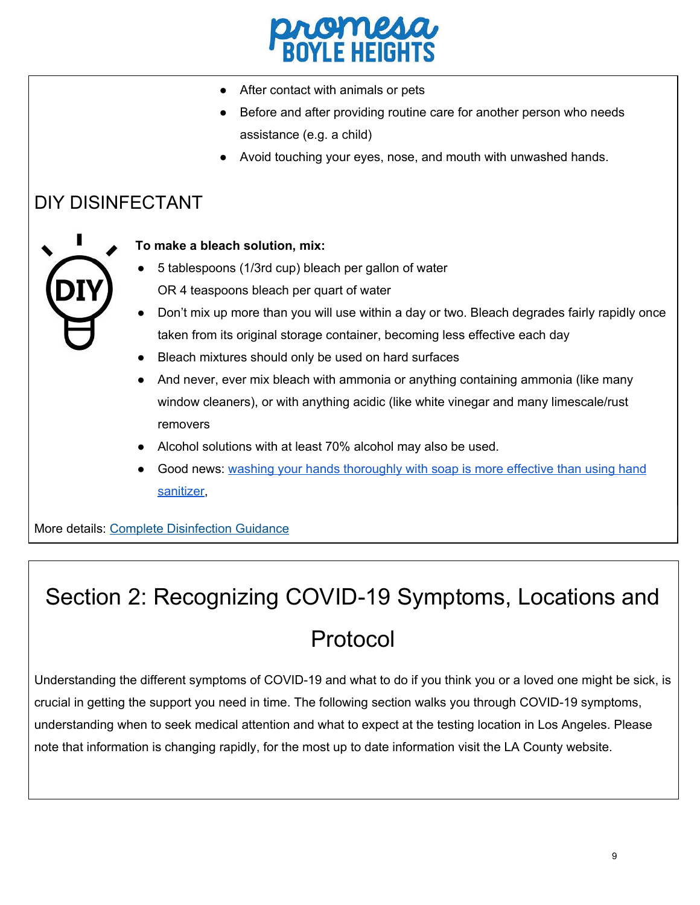- After contact with animals or pets
- Before and after providing routine care for another person who needs assistance (e.g. a child)
- Avoid touching your eyes, nose, and mouth with unwashed hands.

## DIY DISINFECTANT

**To make a bleach solution, mix:**

- 5 tablespoons (1/3rd cup) bleach per gallon of water
  OR 4 teaspoons bleach per quart of water
- Don't mix up more than you will use within a day or two. Bleach degrades fairly rapidly once taken from its original storage container, becoming less effective each day
- Bleach mixtures should only be used on hard surfaces
- And never, ever mix bleach with ammonia or anything containing ammonia (like many window cleaners), or with anything acidic (like white vinegar and many limescale/rust removers
- Alcohol solutions with at least 70% alcohol may also be used.
- Good news: washing your hands thoroughly with soap is more effective than using hand sanitizer,

More details: Complete Disinfection Guidance

# Section 2: Recognizing COVID-19 Symptoms, Locations and Protocol

Understanding the different symptoms of COVID-19 and what to do if you think you or a loved one might be sick, is crucial in getting the support you need in time. The following section walks you through COVID-19 symptoms, understanding when to seek medical attention and what to expect at the testing location in Los Angeles. Please note that information is changing rapidly, for the most up to date information visit the LA County website.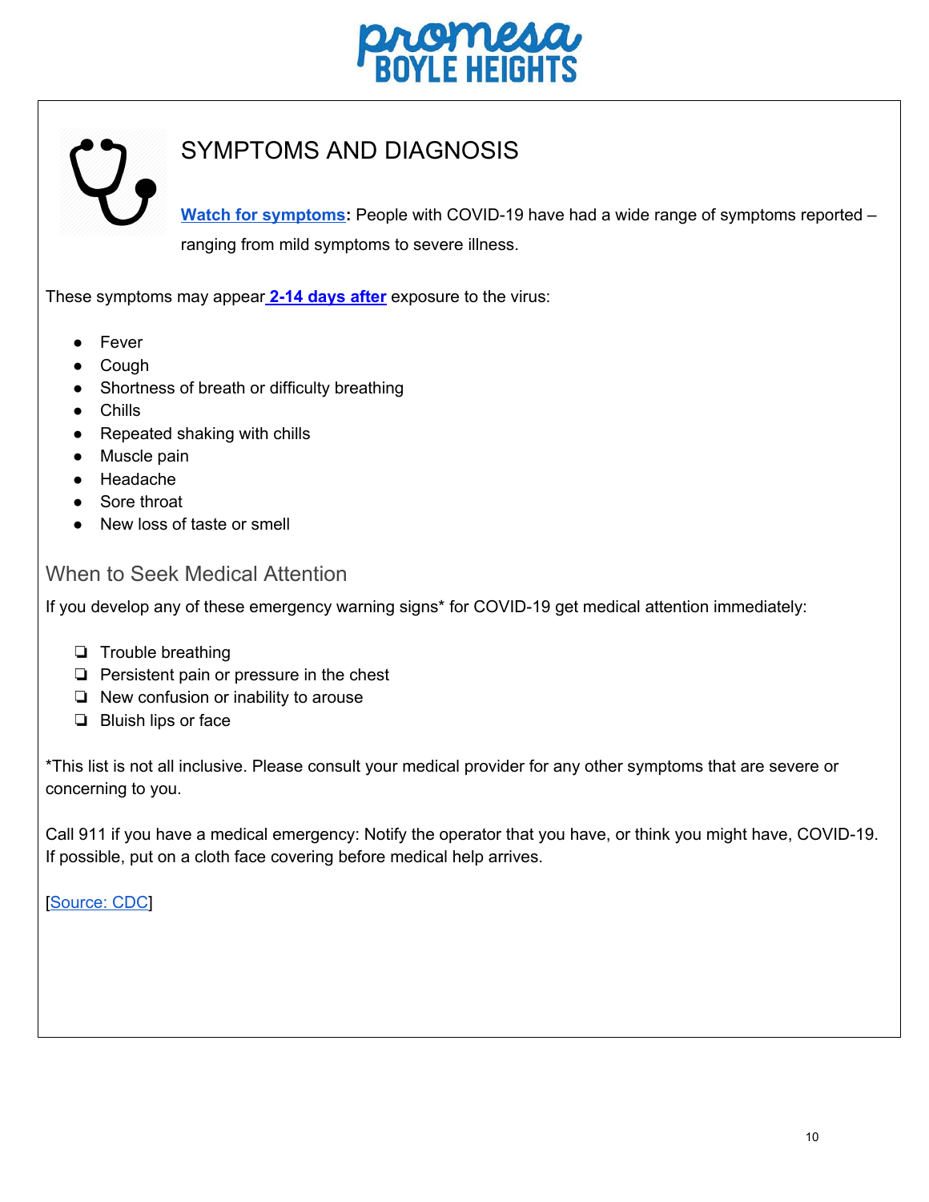# SYMPTOMS AND DIAGNOSIS

**Watch for symptoms:** People with COVID-19 have had a wide range of symptoms reported – ranging from mild symptoms to severe illness.

These symptoms may appear **2-14 days after** exposure to the virus:

- Fever
- Cough
- Shortness of breath or difficulty breathing
- Chills
- Repeated shaking with chills
- Muscle pain
- Headache
- Sore throat
- New loss of taste or smell

## When to Seek Medical Attention

If you develop any of these emergency warning signs* for COVID-19 get medical attention immediately:

- ❏ Trouble breathing
- ❏ Persistent pain or pressure in the chest
- ❏ New confusion or inability to arouse
- ❏ Bluish lips or face

*This list is not all inclusive. Please consult your medical provider for any other symptoms that are severe or concerning to you.

Call 911 if you have a medical emergency: Notify the operator that you have, or think you might have, COVID-19. If possible, put on a cloth face covering before medical help arrives.

[Source: CDC]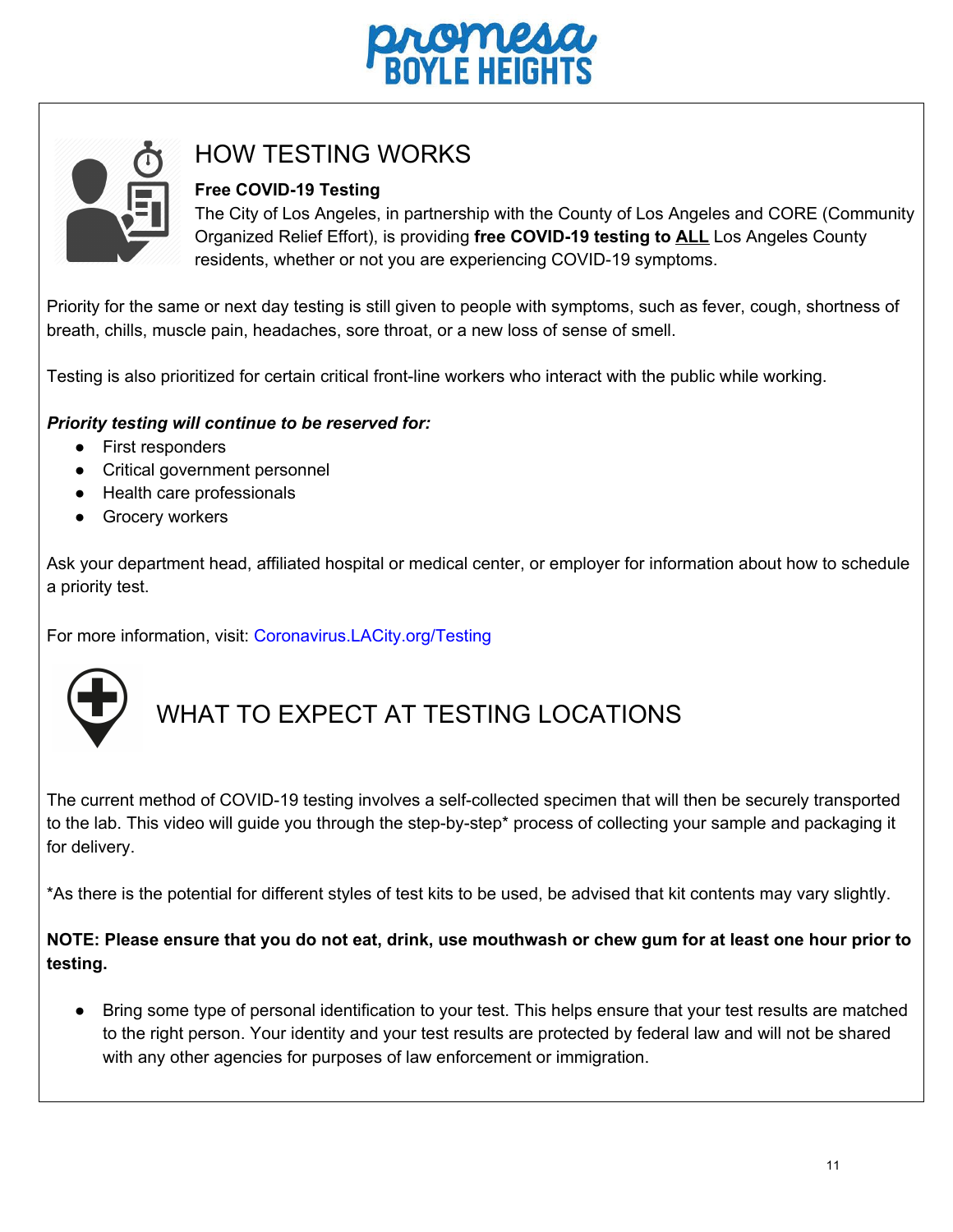# HOW TESTING WORKS

**Free COVID-19 Testing**

The City of Los Angeles, in partnership with the County of Los Angeles and CORE (Community Organized Relief Effort), is providing **free COVID-19 testing to ALL** Los Angeles County residents, whether or not you are experiencing COVID-19 symptoms.

Priority for the same or next day testing is still given to people with symptoms, such as fever, cough, shortness of breath, chills, muscle pain, headaches, sore throat, or a new loss of sense of smell.

Testing is also prioritized for certain critical front-line workers who interact with the public while working.

***Priority testing will continue to be reserved for:***

- First responders
- Critical government personnel
- Health care professionals
- Grocery workers

Ask your department head, affiliated hospital or medical center, or employer for information about how to schedule a priority test.

For more information, visit: Coronavirus.LACity.org/Testing

# WHAT TO EXPECT AT TESTING LOCATIONS

The current method of COVID-19 testing involves a self-collected specimen that will then be securely transported to the lab. This video will guide you through the step-by-step* process of collecting your sample and packaging it for delivery.

*As there is the potential for different styles of test kits to be used, be advised that kit contents may vary slightly.

**NOTE: Please ensure that you do not eat, drink, use mouthwash or chew gum for at least one hour prior to testing.**

- Bring some type of personal identification to your test. This helps ensure that your test results are matched to the right person. Your identity and your test results are protected by federal law and will not be shared with any other agencies for purposes of law enforcement or immigration.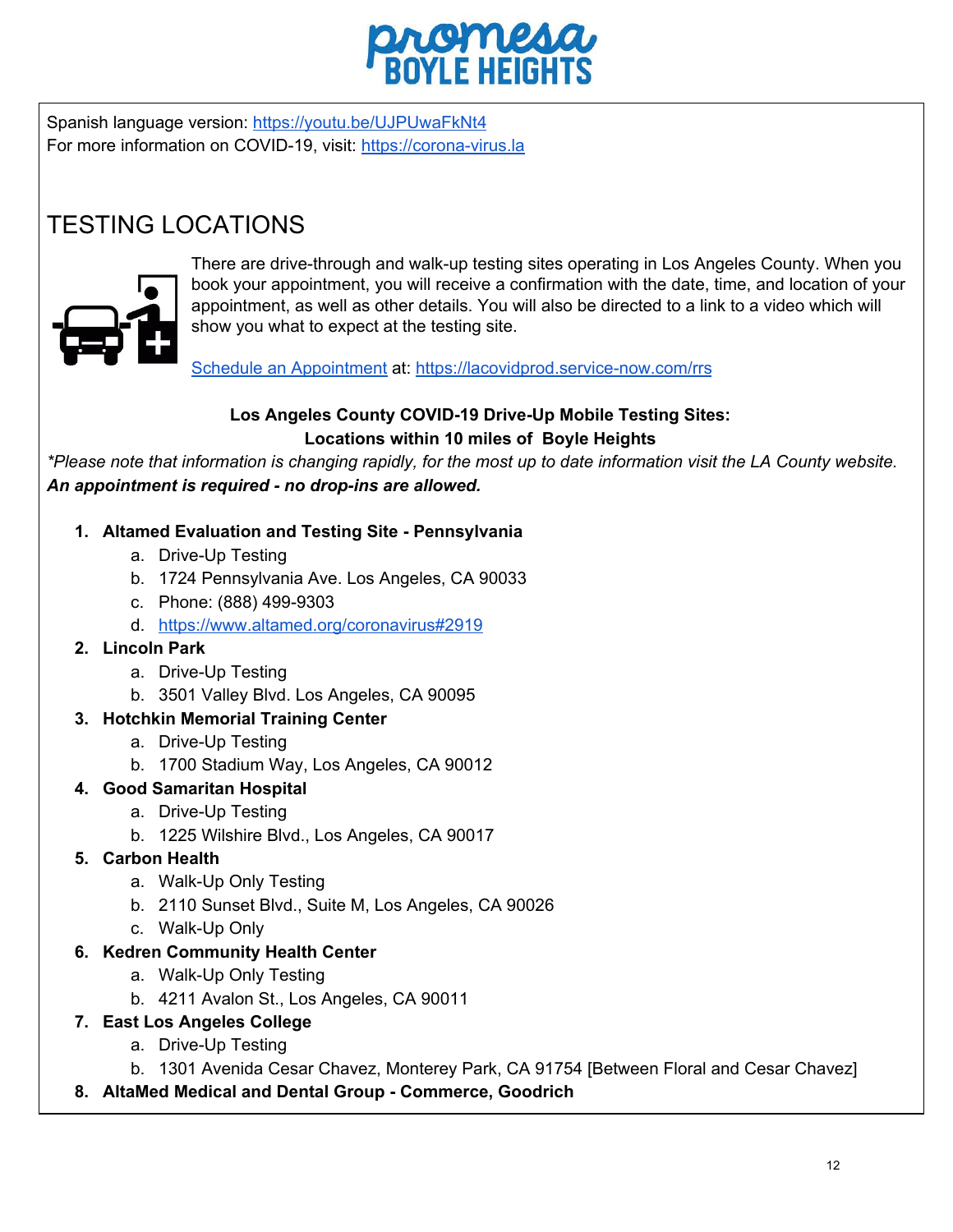Spanish language version: [https://youtu.be/UJPUwaFkNt4](https://youtu.be/UJPUwaFkNt4)
For more information on COVID-19, visit: [https://corona-virus.la](https://corona-virus.la)

# TESTING LOCATIONS

There are drive-through and walk-up testing sites operating in Los Angeles County. When you book your appointment, you will receive a confirmation with the date, time, and location of your appointment, as well as other details. You will also be directed to a link to a video which will show you what to expect at the testing site.

[Schedule an Appointment](https://lacovidprod.service-now.com/rrs) at: [https://lacovidprod.service-now.com/rrs](https://lacovidprod.service-now.com/rrs)

**Los Angeles County COVID-19 Drive-Up Mobile Testing Sites:**
**Locations within 10 miles of Boyle Heights**

*\*Please note that information is changing rapidly, for the most up to date information visit the LA County website.*
***An appointment is required - no drop-ins are allowed.***

1. **Altamed Evaluation and Testing Site - Pennsylvania**
    a. Drive-Up Testing
    b. 1724 Pennsylvania Ave. Los Angeles, CA 90033
    c. Phone: (888) 499-9303
    d. [https://www.altamed.org/coronavirus#2919](https://www.altamed.org/coronavirus#2919)
2. **Lincoln Park**
    a. Drive-Up Testing
    b. 3501 Valley Blvd. Los Angeles, CA 90095
3. **Hotchkin Memorial Training Center**
    a. Drive-Up Testing
    b. 1700 Stadium Way, Los Angeles, CA 90012
4. **Good Samaritan Hospital**
    a. Drive-Up Testing
    b. 1225 Wilshire Blvd., Los Angeles, CA 90017
5. **Carbon Health**
    a. Walk-Up Only Testing
    b. 2110 Sunset Blvd., Suite M, Los Angeles, CA 90026
    c. Walk-Up Only
6. **Kedren Community Health Center**
    a. Walk-Up Only Testing
    b. 4211 Avalon St., Los Angeles, CA 90011
7. **East Los Angeles College**
    a. Drive-Up Testing
    b. 1301 Avenida Cesar Chavez, Monterey Park, CA 91754 [Between Floral and Cesar Chavez]
8. **AltaMed Medical and Dental Group - Commerce, Goodrich**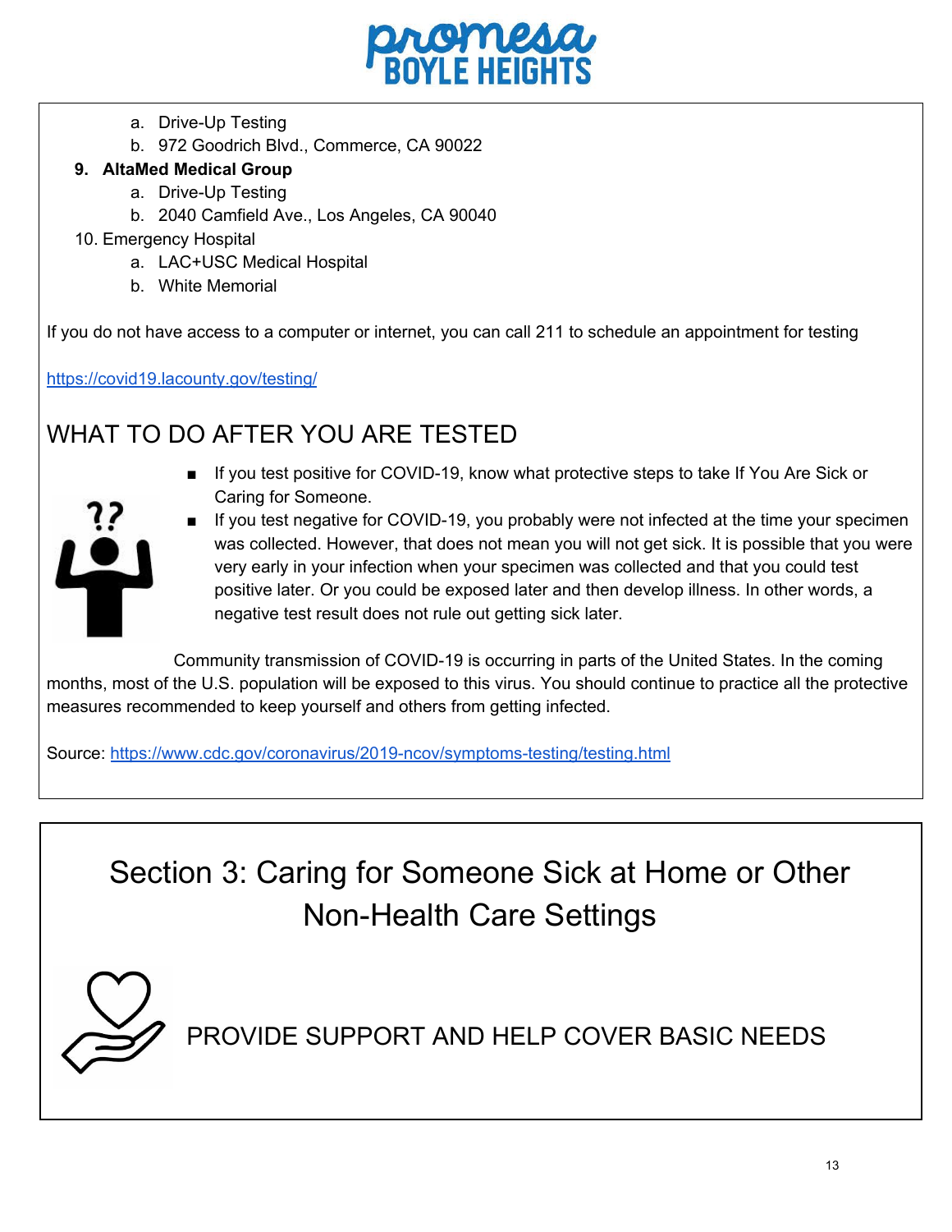a. Drive-Up Testing
   b. 972 Goodrich Blvd., Commerce, CA 90022

9. **AltaMed Medical Group**
   a. Drive-Up Testing
   b. 2040 Camfield Ave., Los Angeles, CA 90040
10. Emergency Hospital
    a. LAC+USC Medical Hospital
    b. White Memorial

If you do not have access to a computer or internet, you can call 211 to schedule an appointment for testing

https://covid19.lacounty.gov/testing/

## WHAT TO DO AFTER YOU ARE TESTED

- If you test positive for COVID-19, know what protective steps to take If You Are Sick or Caring for Someone.
- If you test negative for COVID-19, you probably were not infected at the time your specimen was collected. However, that does not mean you will not get sick. It is possible that you were very early in your infection when your specimen was collected and that you could test positive later. Or you could be exposed later and then develop illness. In other words, a negative test result does not rule out getting sick later.

Community transmission of COVID-19 is occurring in parts of the United States. In the coming months, most of the U.S. population will be exposed to this virus. You should continue to practice all the protective measures recommended to keep yourself and others from getting infected.

Source: https://www.cdc.gov/coronavirus/2019-ncov/symptoms-testing/testing.html

# Section 3: Caring for Someone Sick at Home or Other Non-Health Care Settings

## PROVIDE SUPPORT AND HELP COVER BASIC NEEDS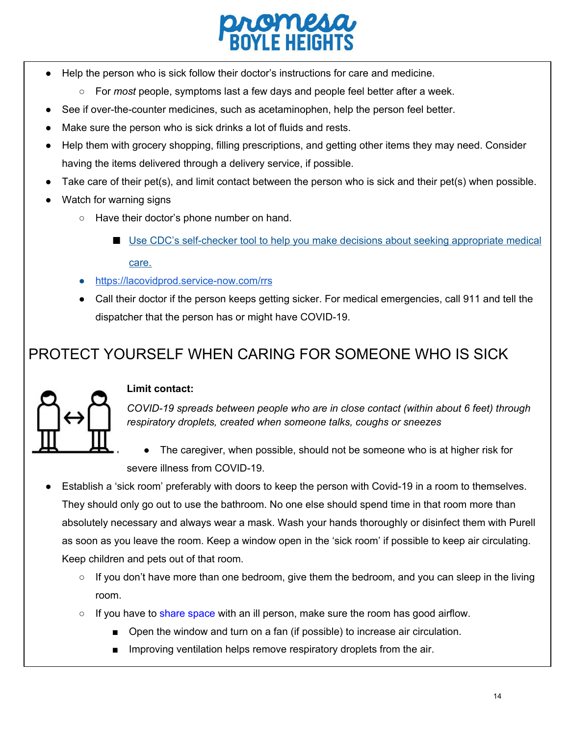- Help the person who is sick follow their doctor's instructions for care and medicine.
    - For *most* people, symptoms last a few days and people feel better after a week.
- See if over-the-counter medicines, such as acetaminophen, help the person feel better.
- Make sure the person who is sick drinks a lot of fluids and rests.
- Help them with grocery shopping, filling prescriptions, and getting other items they may need. Consider having the items delivered through a delivery service, if possible.
- Take care of their pet(s), and limit contact between the person who is sick and their pet(s) when possible.
- Watch for warning signs
    - Have their doctor's phone number on hand.
        - Use CDC's self-checker tool to help you make decisions about seeking appropriate medical care.
    - https://lacovidprod.service-now.com/rrs
    - Call their doctor if the person keeps getting sicker. For medical emergencies, call 911 and tell the dispatcher that the person has or might have COVID-19.

## PROTECT YOURSELF WHEN CARING FOR SOMEONE WHO IS SICK

**Limit contact:**

*COVID-19 spreads between people who are in close contact (within about 6 feet) through respiratory droplets, created when someone talks, coughs or sneezes*

- The caregiver, when possible, should not be someone who is at higher risk for severe illness from COVID-19.
- Establish a 'sick room' preferably with doors to keep the person with Covid-19 in a room to themselves. They should only go out to use the bathroom. No one else should spend time in that room more than absolutely necessary and always wear a mask. Wash your hands thoroughly or disinfect them with Purell as soon as you leave the room. Keep a window open in the 'sick room' if possible to keep air circulating. Keep children and pets out of that room.
    - If you don't have more than one bedroom, give them the bedroom, and you can sleep in the living room.
    - If you have to share space with an ill person, make sure the room has good airflow.
        - Open the window and turn on a fan (if possible) to increase air circulation.
        - Improving ventilation helps remove respiratory droplets from the air.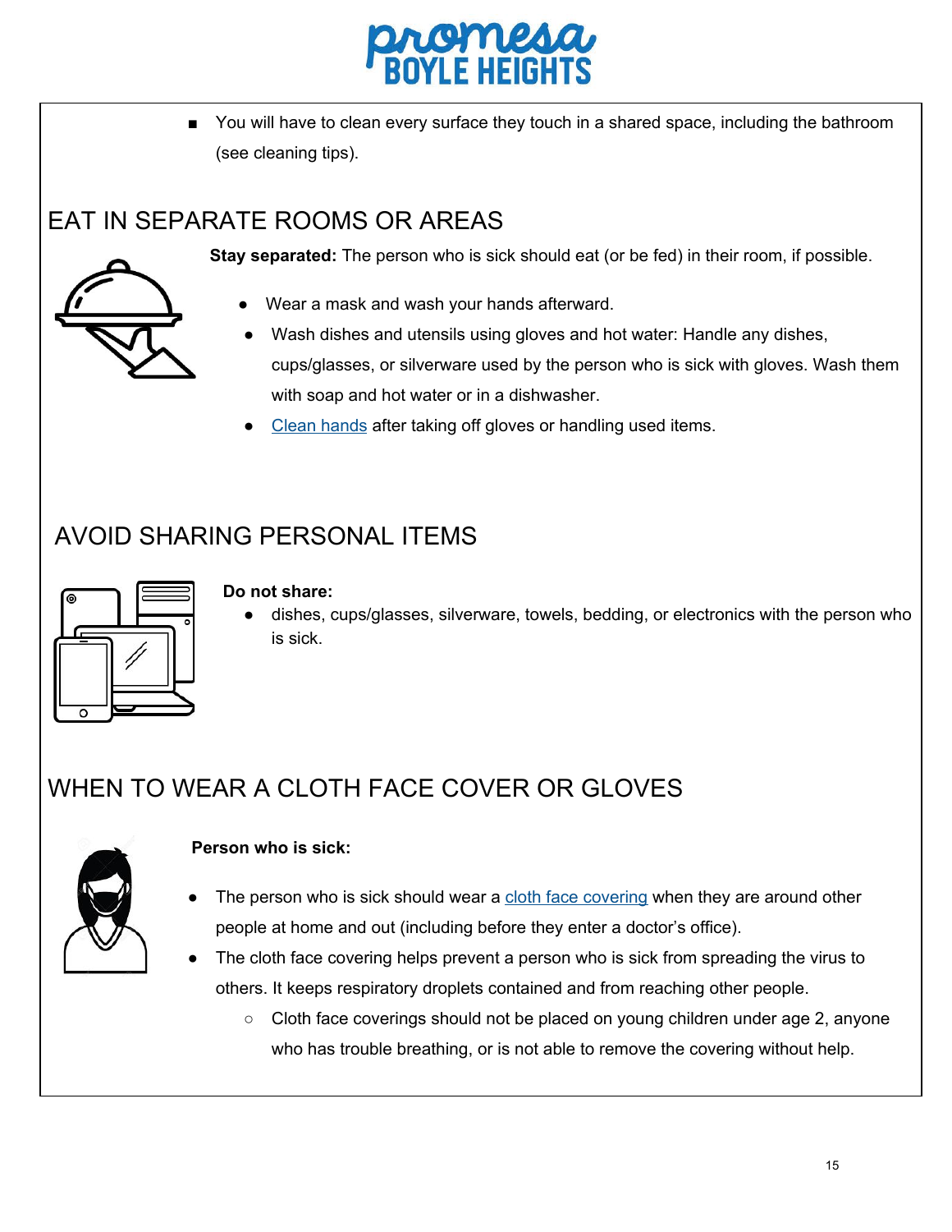- You will have to clean every surface they touch in a shared space, including the bathroom (see cleaning tips).

## EAT IN SEPARATE ROOMS OR AREAS

**Stay separated:** The person who is sick should eat (or be fed) in their room, if possible.

- Wear a mask and wash your hands afterward.
- Wash dishes and utensils using gloves and hot water: Handle any dishes, cups/glasses, or silverware used by the person who is sick with gloves. Wash them with soap and hot water or in a dishwasher.
- Clean hands after taking off gloves or handling used items.

## AVOID SHARING PERSONAL ITEMS

**Do not share:**

- dishes, cups/glasses, silverware, towels, bedding, or electronics with the person who is sick.

## WHEN TO WEAR A CLOTH FACE COVER OR GLOVES

**Person who is sick:**

- The person who is sick should wear a cloth face covering when they are around other people at home and out (including before they enter a doctor's office).
- The cloth face covering helps prevent a person who is sick from spreading the virus to others. It keeps respiratory droplets contained and from reaching other people.
  - Cloth face coverings should not be placed on young children under age 2, anyone who has trouble breathing, or is not able to remove the covering without help.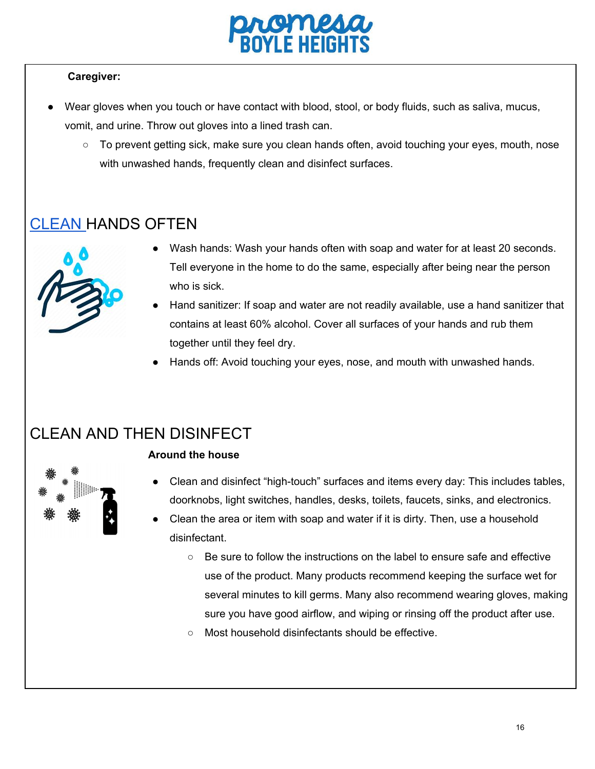**Caregiver:**

- Wear gloves when you touch or have contact with blood, stool, or body fluids, such as saliva, mucus, vomit, and urine. Throw out gloves into a lined trash can.
  - To prevent getting sick, make sure you clean hands often, avoid touching your eyes, mouth, nose with unwashed hands, frequently clean and disinfect surfaces.

## CLEAN HANDS OFTEN

- Wash hands: Wash your hands often with soap and water for at least 20 seconds. Tell everyone in the home to do the same, especially after being near the person who is sick.
- Hand sanitizer: If soap and water are not readily available, use a hand sanitizer that contains at least 60% alcohol. Cover all surfaces of your hands and rub them together until they feel dry.
- Hands off: Avoid touching your eyes, nose, and mouth with unwashed hands.

## CLEAN AND THEN DISINFECT

**Around the house**

- Clean and disinfect "high-touch" surfaces and items every day: This includes tables, doorknobs, light switches, handles, desks, toilets, faucets, sinks, and electronics.
- Clean the area or item with soap and water if it is dirty. Then, use a household disinfectant.
  - Be sure to follow the instructions on the label to ensure safe and effective use of the product. Many products recommend keeping the surface wet for several minutes to kill germs. Many also recommend wearing gloves, making sure you have good airflow, and wiping or rinsing off the product after use.
  - Most household disinfectants should be effective.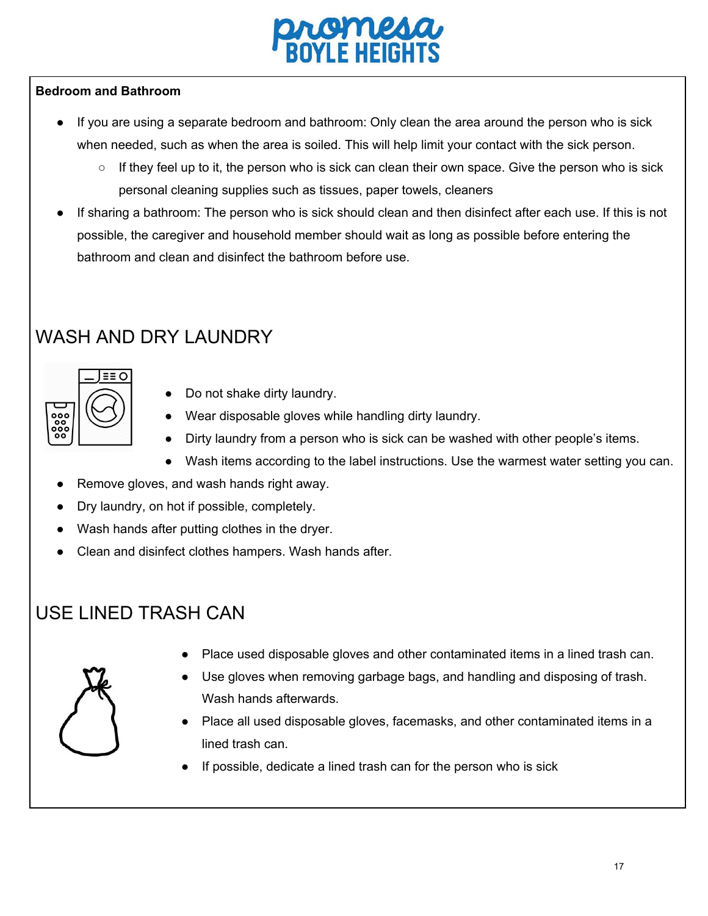**Bedroom and Bathroom**

- If you are using a separate bedroom and bathroom: Only clean the area around the person who is sick when needed, such as when the area is soiled. This will help limit your contact with the sick person.
    - If they feel up to it, the person who is sick can clean their own space. Give the person who is sick personal cleaning supplies such as tissues, paper towels, cleaners
- If sharing a bathroom: The person who is sick should clean and then disinfect after each use. If this is not possible, the caregiver and household member should wait as long as possible before entering the bathroom and clean and disinfect the bathroom before use.

## WASH AND DRY LAUNDRY

- Do not shake dirty laundry.
- Wear disposable gloves while handling dirty laundry.
- Dirty laundry from a person who is sick can be washed with other people's items.
- Wash items according to the label instructions. Use the warmest water setting you can.
- Remove gloves, and wash hands right away.
- Dry laundry, on hot if possible, completely.
- Wash hands after putting clothes in the dryer.
- Clean and disinfect clothes hampers. Wash hands after.

## USE LINED TRASH CAN

- Place used disposable gloves and other contaminated items in a lined trash can.
- Use gloves when removing garbage bags, and handling and disposing of trash. Wash hands afterwards.
- Place all used disposable gloves, facemasks, and other contaminated items in a lined trash can.
- If possible, dedicate a lined trash can for the person who is sick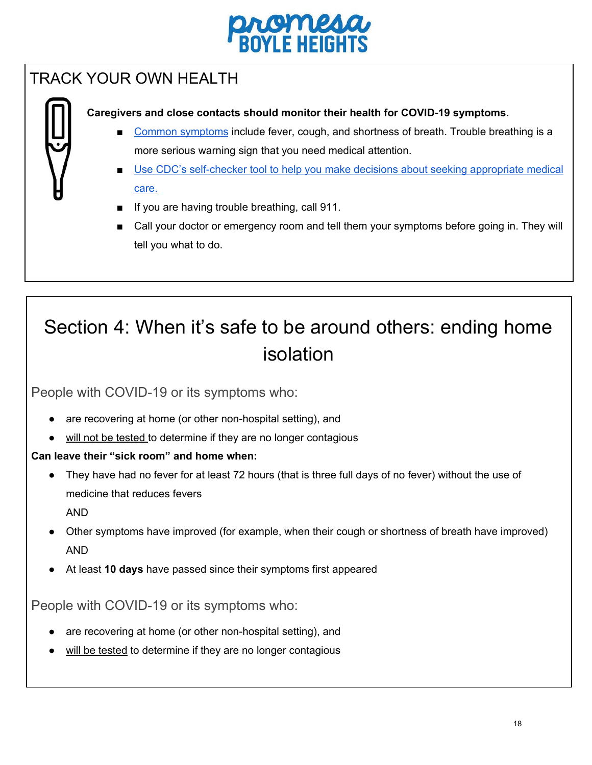## TRACK YOUR OWN HEALTH

**Caregivers and close contacts should monitor their health for COVID-19 symptoms.**

- Common symptoms include fever, cough, and shortness of breath. Trouble breathing is a more serious warning sign that you need medical attention.
- Use CDC's self-checker tool to help you make decisions about seeking appropriate medical care.
- If you are having trouble breathing, call 911.
- Call your doctor or emergency room and tell them your symptoms before going in. They will tell you what to do.

# Section 4: When it's safe to be around others: ending home isolation

### People with COVID-19 or its symptoms who:

- are recovering at home (or other non-hospital setting), and
- will not be tested to determine if they are no longer contagious

**Can leave their "sick room" and home when:**

- They have had no fever for at least 72 hours (that is three full days of no fever) without the use of medicine that reduces fevers
  AND
- Other symptoms have improved (for example, when their cough or shortness of breath have improved)
  AND
- At least **10 days** have passed since their symptoms first appeared

### People with COVID-19 or its symptoms who:

- are recovering at home (or other non-hospital setting), and
- will be tested to determine if they are no longer contagious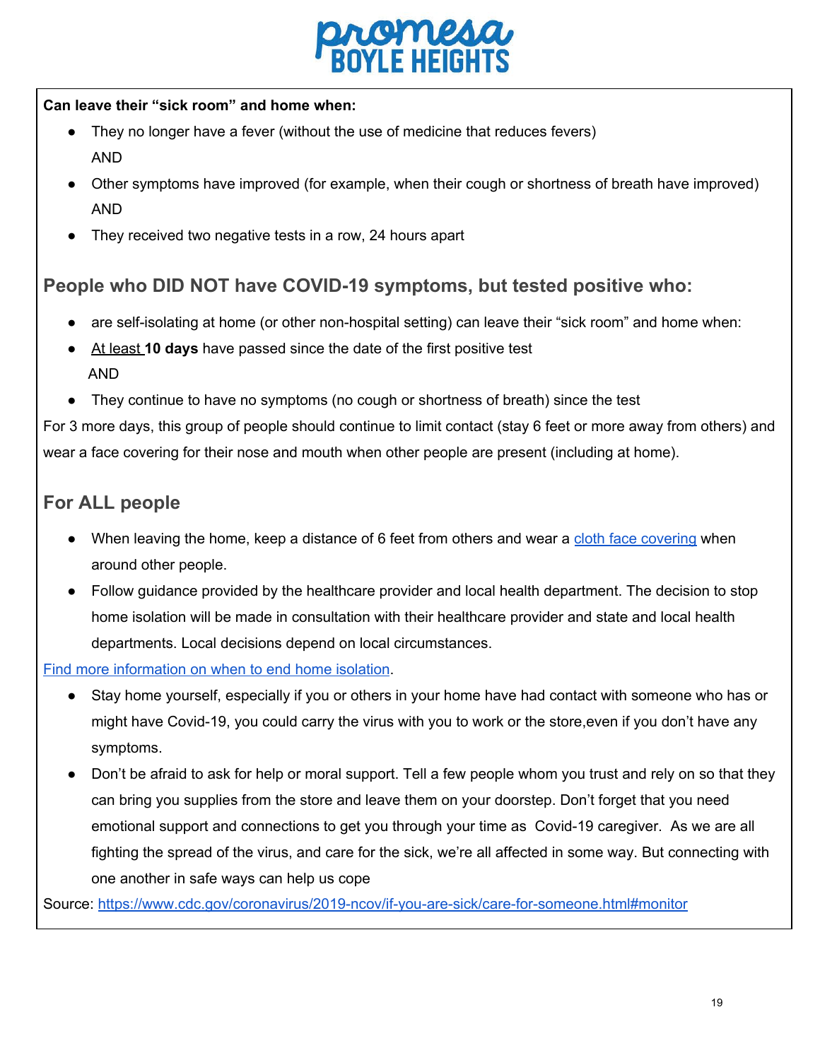**Can leave their "sick room" and home when:**

- They no longer have a fever (without the use of medicine that reduces fevers)
  AND
- Other symptoms have improved (for example, when their cough or shortness of breath have improved)
  AND
- They received two negative tests in a row, 24 hours apart

## People who DID NOT have COVID-19 symptoms, but tested positive who:

- are self-isolating at home (or other non-hospital setting) can leave their "sick room" and home when:
- At least **10 days** have passed since the date of the first positive test
  AND
- They continue to have no symptoms (no cough or shortness of breath) since the test

For 3 more days, this group of people should continue to limit contact (stay 6 feet or more away from others) and wear a face covering for their nose and mouth when other people are present (including at home).

## For ALL people

- When leaving the home, keep a distance of 6 feet from others and wear a cloth face covering when around other people.
- Follow guidance provided by the healthcare provider and local health department. The decision to stop home isolation will be made in consultation with their healthcare provider and state and local health departments. Local decisions depend on local circumstances.

Find more information on when to end home isolation.

- Stay home yourself, especially if you or others in your home have had contact with someone who has or might have Covid-19, you could carry the virus with you to work or the store,even if you don't have any symptoms.
- Don't be afraid to ask for help or moral support. Tell a few people whom you trust and rely on so that they can bring you supplies from the store and leave them on your doorstep. Don't forget that you need emotional support and connections to get you through your time as Covid-19 caregiver. As we are all fighting the spread of the virus, and care for the sick, we're all affected in some way. But connecting with one another in safe ways can help us cope

Source: https://www.cdc.gov/coronavirus/2019-ncov/if-you-are-sick/care-for-someone.html#monitor